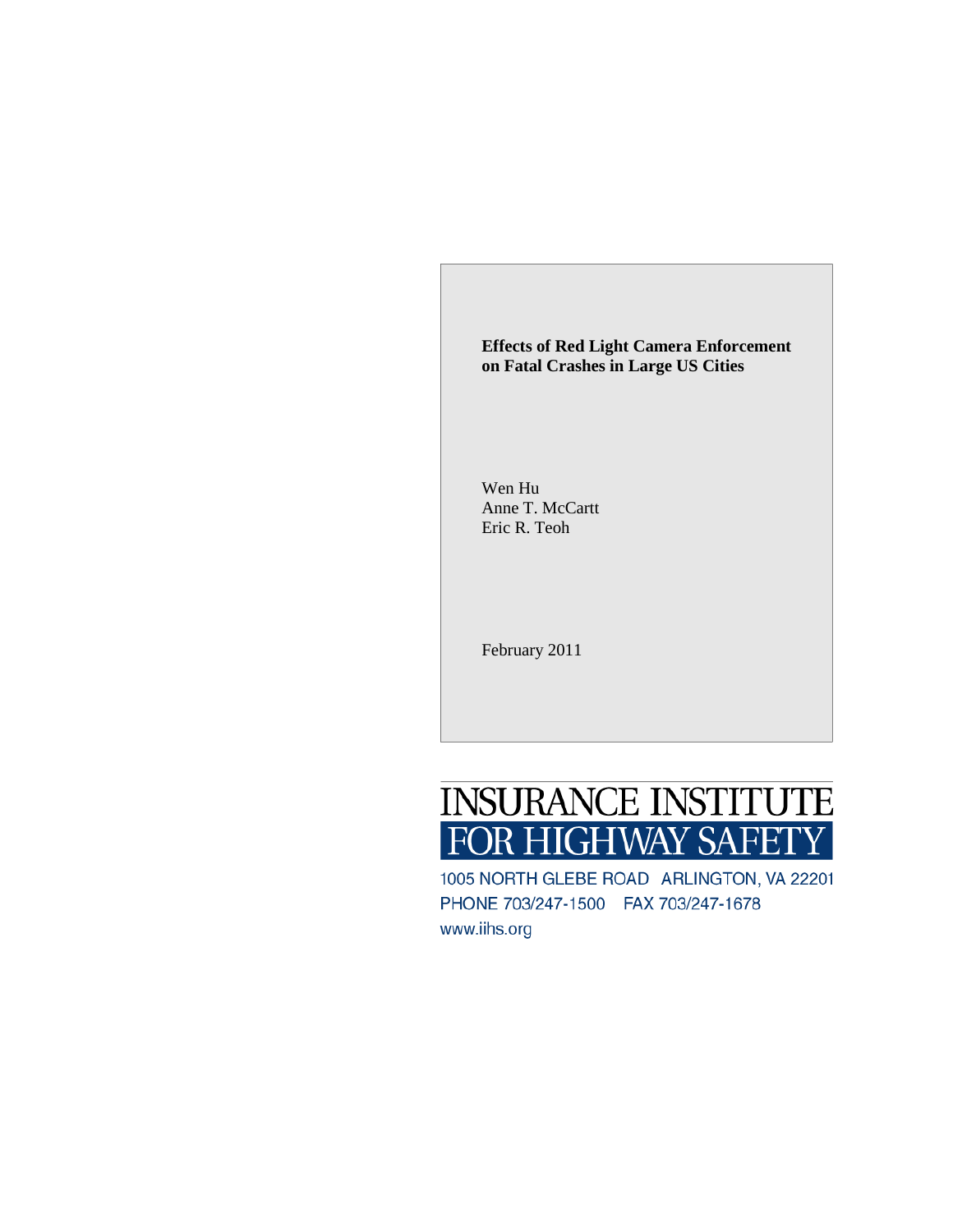# Effects of Red Light Camera Enforcement on Fatal Crashes in Large US Cities

Wen Hu
Anne T. McCartt
Eric R. Teoh

February 2011

INSURANCE INSTITUTE
FOR HIGHWAY SAFETY

1005 NORTH GLEBE ROAD ARLINGTON, VA 22201
PHONE 703/247-1500 FAX 703/247-1678
www.iihs.org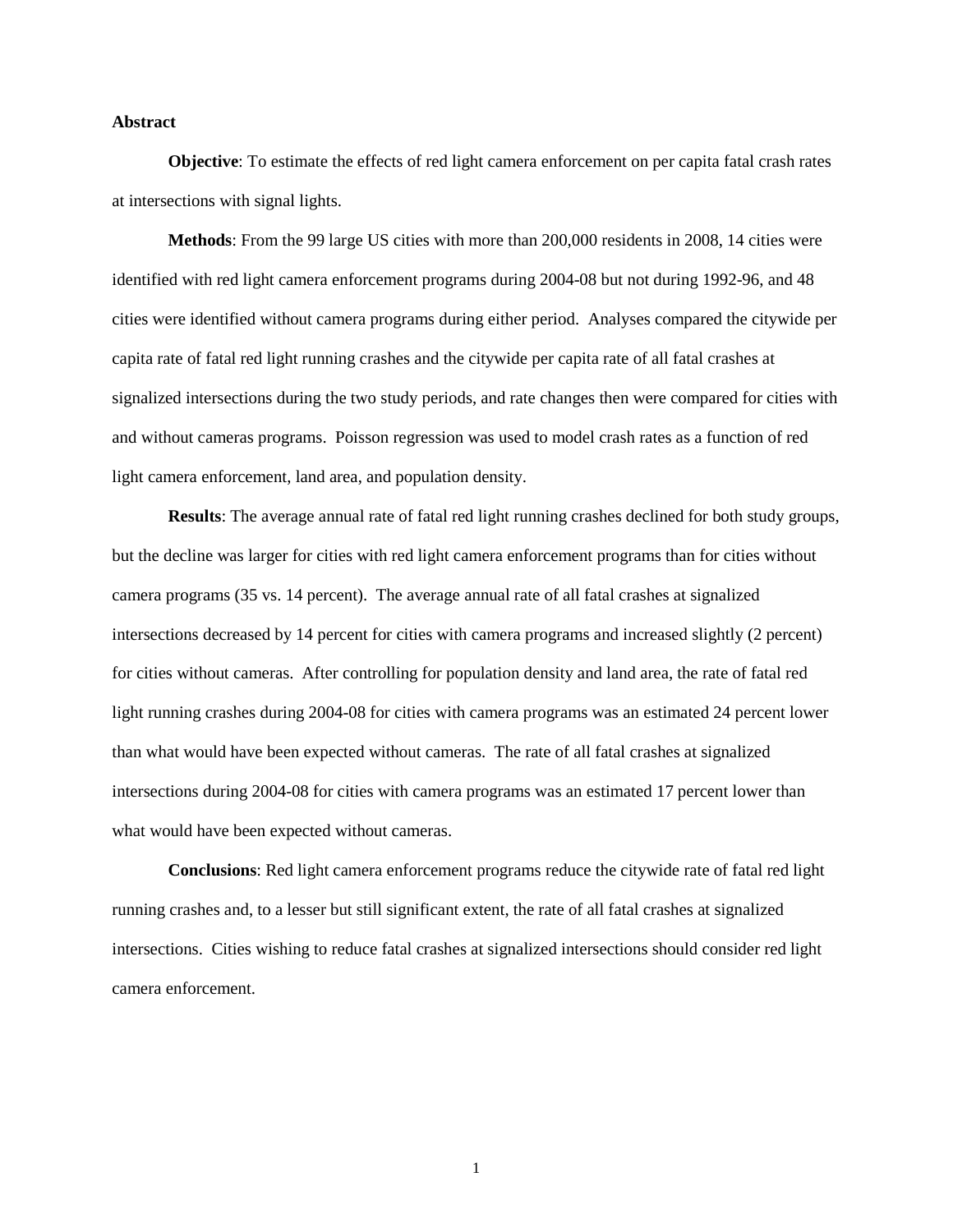**Abstract**

**Objective**: To estimate the effects of red light camera enforcement on per capita fatal crash rates at intersections with signal lights.

**Methods**: From the 99 large US cities with more than 200,000 residents in 2008, 14 cities were identified with red light camera enforcement programs during 2004-08 but not during 1992-96, and 48 cities were identified without camera programs during either period. Analyses compared the citywide per capita rate of fatal red light running crashes and the citywide per capita rate of all fatal crashes at signalized intersections during the two study periods, and rate changes then were compared for cities with and without cameras programs. Poisson regression was used to model crash rates as a function of red light camera enforcement, land area, and population density.

**Results**: The average annual rate of fatal red light running crashes declined for both study groups, but the decline was larger for cities with red light camera enforcement programs than for cities without camera programs (35 vs. 14 percent). The average annual rate of all fatal crashes at signalized intersections decreased by 14 percent for cities with camera programs and increased slightly (2 percent) for cities without cameras. After controlling for population density and land area, the rate of fatal red light running crashes during 2004-08 for cities with camera programs was an estimated 24 percent lower than what would have been expected without cameras. The rate of all fatal crashes at signalized intersections during 2004-08 for cities with camera programs was an estimated 17 percent lower than what would have been expected without cameras.

**Conclusions**: Red light camera enforcement programs reduce the citywide rate of fatal red light running crashes and, to a lesser but still significant extent, the rate of all fatal crashes at signalized intersections. Cities wishing to reduce fatal crashes at signalized intersections should consider red light camera enforcement.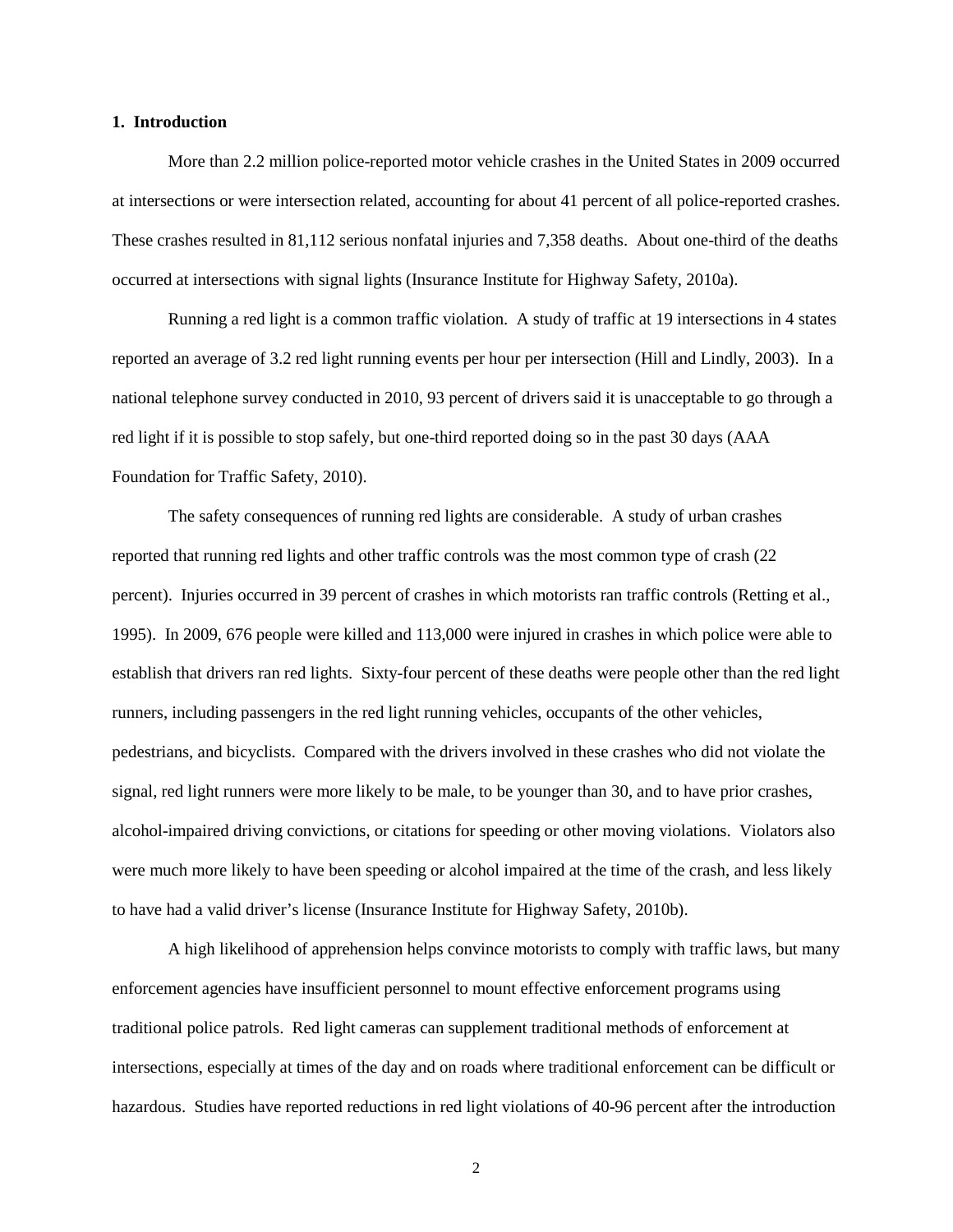## 1. Introduction

More than 2.2 million police-reported motor vehicle crashes in the United States in 2009 occurred at intersections or were intersection related, accounting for about 41 percent of all police-reported crashes. These crashes resulted in 81,112 serious nonfatal injuries and 7,358 deaths. About one-third of the deaths occurred at intersections with signal lights (Insurance Institute for Highway Safety, 2010a).

Running a red light is a common traffic violation. A study of traffic at 19 intersections in 4 states reported an average of 3.2 red light running events per hour per intersection (Hill and Lindly, 2003). In a national telephone survey conducted in 2010, 93 percent of drivers said it is unacceptable to go through a red light if it is possible to stop safely, but one-third reported doing so in the past 30 days (AAA Foundation for Traffic Safety, 2010).

The safety consequences of running red lights are considerable. A study of urban crashes reported that running red lights and other traffic controls was the most common type of crash (22 percent). Injuries occurred in 39 percent of crashes in which motorists ran traffic controls (Retting et al., 1995). In 2009, 676 people were killed and 113,000 were injured in crashes in which police were able to establish that drivers ran red lights. Sixty-four percent of these deaths were people other than the red light runners, including passengers in the red light running vehicles, occupants of the other vehicles, pedestrians, and bicyclists. Compared with the drivers involved in these crashes who did not violate the signal, red light runners were more likely to be male, to be younger than 30, and to have prior crashes, alcohol-impaired driving convictions, or citations for speeding or other moving violations. Violators also were much more likely to have been speeding or alcohol impaired at the time of the crash, and less likely to have had a valid driver's license (Insurance Institute for Highway Safety, 2010b).

A high likelihood of apprehension helps convince motorists to comply with traffic laws, but many enforcement agencies have insufficient personnel to mount effective enforcement programs using traditional police patrols. Red light cameras can supplement traditional methods of enforcement at intersections, especially at times of the day and on roads where traditional enforcement can be difficult or hazardous. Studies have reported reductions in red light violations of 40-96 percent after the introduction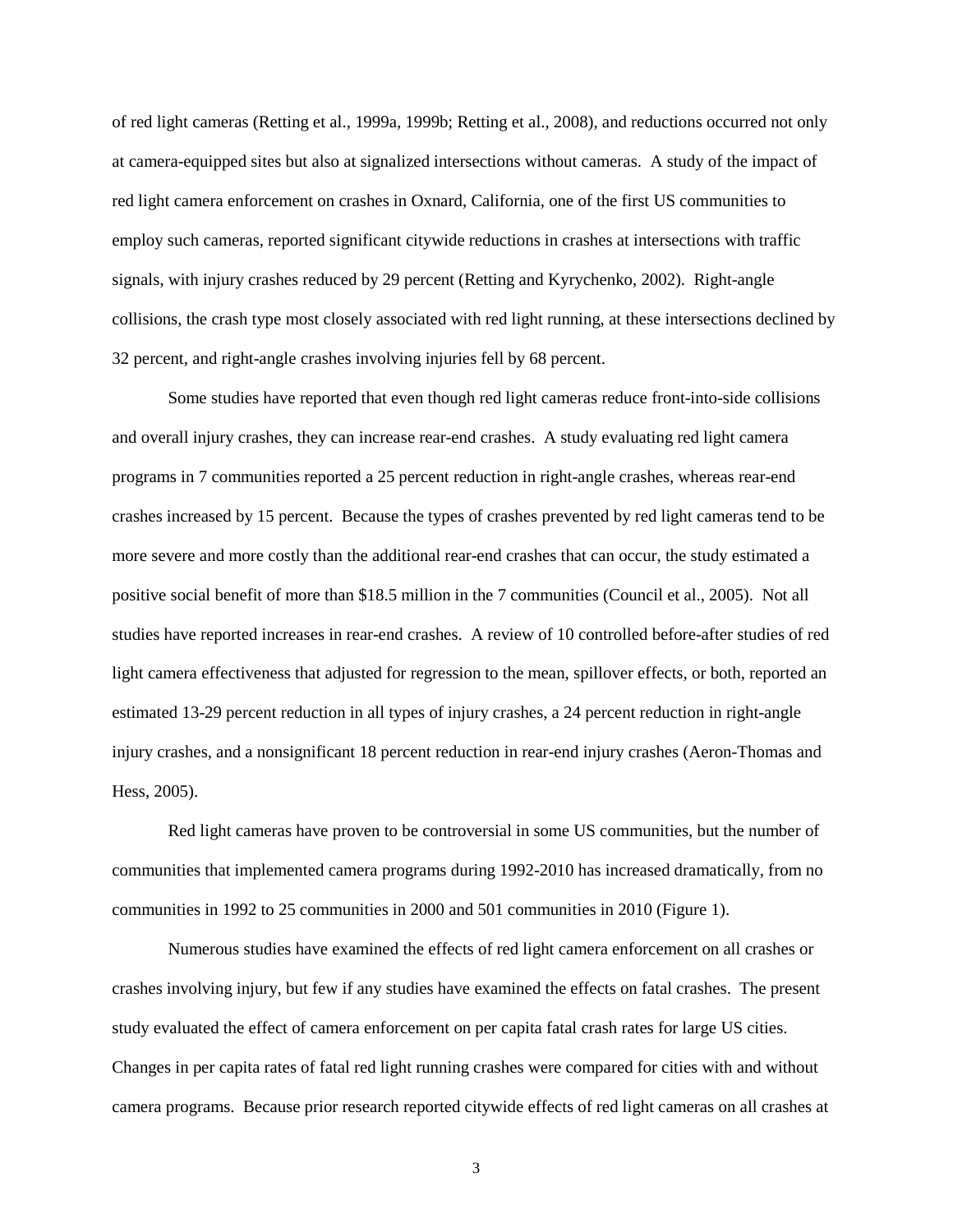of red light cameras (Retting et al., 1999a, 1999b; Retting et al., 2008), and reductions occurred not only at camera-equipped sites but also at signalized intersections without cameras. A study of the impact of red light camera enforcement on crashes in Oxnard, California, one of the first US communities to employ such cameras, reported significant citywide reductions in crashes at intersections with traffic signals, with injury crashes reduced by 29 percent (Retting and Kyrychenko, 2002). Right-angle collisions, the crash type most closely associated with red light running, at these intersections declined by 32 percent, and right-angle crashes involving injuries fell by 68 percent.

Some studies have reported that even though red light cameras reduce front-into-side collisions and overall injury crashes, they can increase rear-end crashes. A study evaluating red light camera programs in 7 communities reported a 25 percent reduction in right-angle crashes, whereas rear-end crashes increased by 15 percent. Because the types of crashes prevented by red light cameras tend to be more severe and more costly than the additional rear-end crashes that can occur, the study estimated a positive social benefit of more than $18.5 million in the 7 communities (Council et al., 2005). Not all studies have reported increases in rear-end crashes. A review of 10 controlled before-after studies of red light camera effectiveness that adjusted for regression to the mean, spillover effects, or both, reported an estimated 13-29 percent reduction in all types of injury crashes, a 24 percent reduction in right-angle injury crashes, and a nonsignificant 18 percent reduction in rear-end injury crashes (Aeron-Thomas and Hess, 2005).

Red light cameras have proven to be controversial in some US communities, but the number of communities that implemented camera programs during 1992-2010 has increased dramatically, from no communities in 1992 to 25 communities in 2000 and 501 communities in 2010 (Figure 1).

Numerous studies have examined the effects of red light camera enforcement on all crashes or crashes involving injury, but few if any studies have examined the effects on fatal crashes. The present study evaluated the effect of camera enforcement on per capita fatal crash rates for large US cities. Changes in per capita rates of fatal red light running crashes were compared for cities with and without camera programs. Because prior research reported citywide effects of red light cameras on all crashes at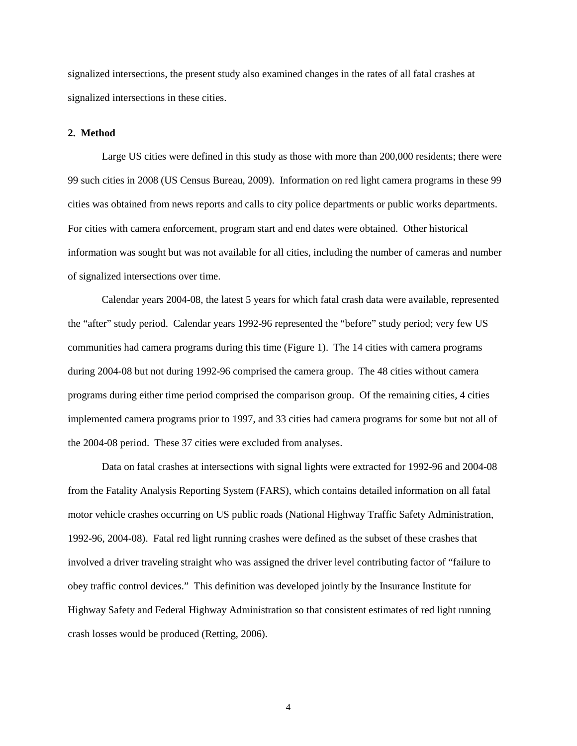signalized intersections, the present study also examined changes in the rates of all fatal crashes at signalized intersections in these cities.

## 2. Method

Large US cities were defined in this study as those with more than 200,000 residents; there were 99 such cities in 2008 (US Census Bureau, 2009). Information on red light camera programs in these 99 cities was obtained from news reports and calls to city police departments or public works departments. For cities with camera enforcement, program start and end dates were obtained. Other historical information was sought but was not available for all cities, including the number of cameras and number of signalized intersections over time.

Calendar years 2004-08, the latest 5 years for which fatal crash data were available, represented the "after" study period. Calendar years 1992-96 represented the "before" study period; very few US communities had camera programs during this time (Figure 1). The 14 cities with camera programs during 2004-08 but not during 1992-96 comprised the camera group. The 48 cities without camera programs during either time period comprised the comparison group. Of the remaining cities, 4 cities implemented camera programs prior to 1997, and 33 cities had camera programs for some but not all of the 2004-08 period. These 37 cities were excluded from analyses.

Data on fatal crashes at intersections with signal lights were extracted for 1992-96 and 2004-08 from the Fatality Analysis Reporting System (FARS), which contains detailed information on all fatal motor vehicle crashes occurring on US public roads (National Highway Traffic Safety Administration, 1992-96, 2004-08). Fatal red light running crashes were defined as the subset of these crashes that involved a driver traveling straight who was assigned the driver level contributing factor of "failure to obey traffic control devices." This definition was developed jointly by the Insurance Institute for Highway Safety and Federal Highway Administration so that consistent estimates of red light running crash losses would be produced (Retting, 2006).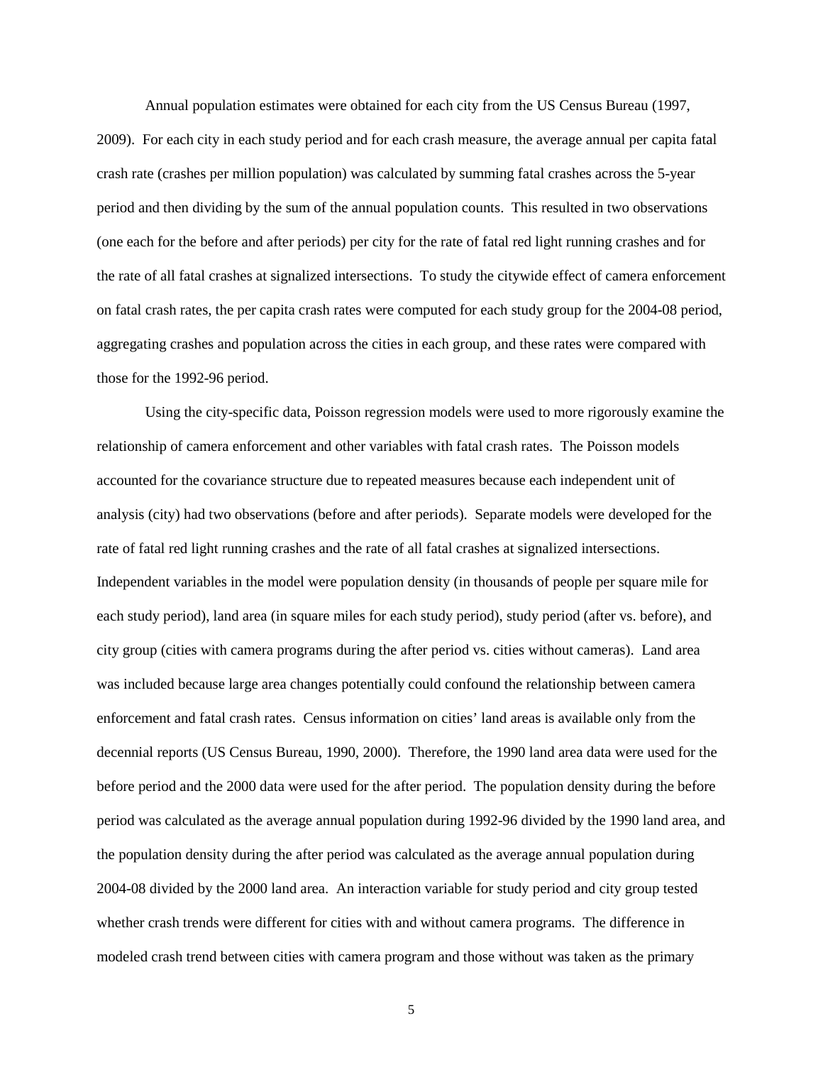Annual population estimates were obtained for each city from the US Census Bureau (1997, 2009). For each city in each study period and for each crash measure, the average annual per capita fatal crash rate (crashes per million population) was calculated by summing fatal crashes across the 5-year period and then dividing by the sum of the annual population counts. This resulted in two observations (one each for the before and after periods) per city for the rate of fatal red light running crashes and for the rate of all fatal crashes at signalized intersections. To study the citywide effect of camera enforcement on fatal crash rates, the per capita crash rates were computed for each study group for the 2004-08 period, aggregating crashes and population across the cities in each group, and these rates were compared with those for the 1992-96 period.

Using the city-specific data, Poisson regression models were used to more rigorously examine the relationship of camera enforcement and other variables with fatal crash rates. The Poisson models accounted for the covariance structure due to repeated measures because each independent unit of analysis (city) had two observations (before and after periods). Separate models were developed for the rate of fatal red light running crashes and the rate of all fatal crashes at signalized intersections. Independent variables in the model were population density (in thousands of people per square mile for each study period), land area (in square miles for each study period), study period (after vs. before), and city group (cities with camera programs during the after period vs. cities without cameras). Land area was included because large area changes potentially could confound the relationship between camera enforcement and fatal crash rates. Census information on cities' land areas is available only from the decennial reports (US Census Bureau, 1990, 2000). Therefore, the 1990 land area data were used for the before period and the 2000 data were used for the after period. The population density during the before period was calculated as the average annual population during 1992-96 divided by the 1990 land area, and the population density during the after period was calculated as the average annual population during 2004-08 divided by the 2000 land area. An interaction variable for study period and city group tested whether crash trends were different for cities with and without camera programs. The difference in modeled crash trend between cities with camera program and those without was taken as the primary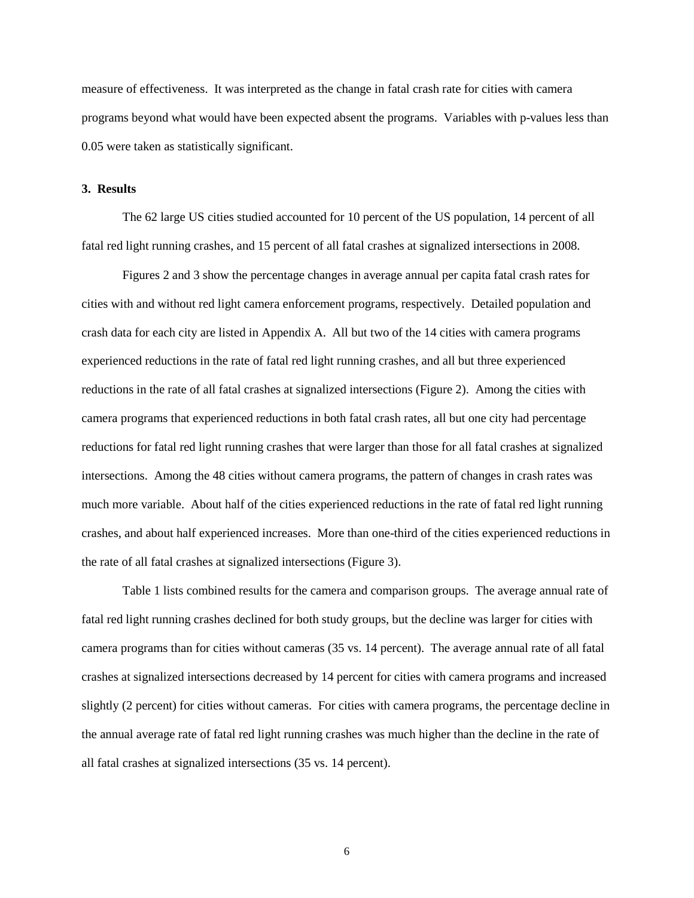measure of effectiveness. It was interpreted as the change in fatal crash rate for cities with camera programs beyond what would have been expected absent the programs. Variables with p-values less than 0.05 were taken as statistically significant.

## 3. Results

The 62 large US cities studied accounted for 10 percent of the US population, 14 percent of all fatal red light running crashes, and 15 percent of all fatal crashes at signalized intersections in 2008.

Figures 2 and 3 show the percentage changes in average annual per capita fatal crash rates for cities with and without red light camera enforcement programs, respectively. Detailed population and crash data for each city are listed in Appendix A. All but two of the 14 cities with camera programs experienced reductions in the rate of fatal red light running crashes, and all but three experienced reductions in the rate of all fatal crashes at signalized intersections (Figure 2). Among the cities with camera programs that experienced reductions in both fatal crash rates, all but one city had percentage reductions for fatal red light running crashes that were larger than those for all fatal crashes at signalized intersections. Among the 48 cities without camera programs, the pattern of changes in crash rates was much more variable. About half of the cities experienced reductions in the rate of fatal red light running crashes, and about half experienced increases. More than one-third of the cities experienced reductions in the rate of all fatal crashes at signalized intersections (Figure 3).

Table 1 lists combined results for the camera and comparison groups. The average annual rate of fatal red light running crashes declined for both study groups, but the decline was larger for cities with camera programs than for cities without cameras (35 vs. 14 percent). The average annual rate of all fatal crashes at signalized intersections decreased by 14 percent for cities with camera programs and increased slightly (2 percent) for cities without cameras. For cities with camera programs, the percentage decline in the annual average rate of fatal red light running crashes was much higher than the decline in the rate of all fatal crashes at signalized intersections (35 vs. 14 percent).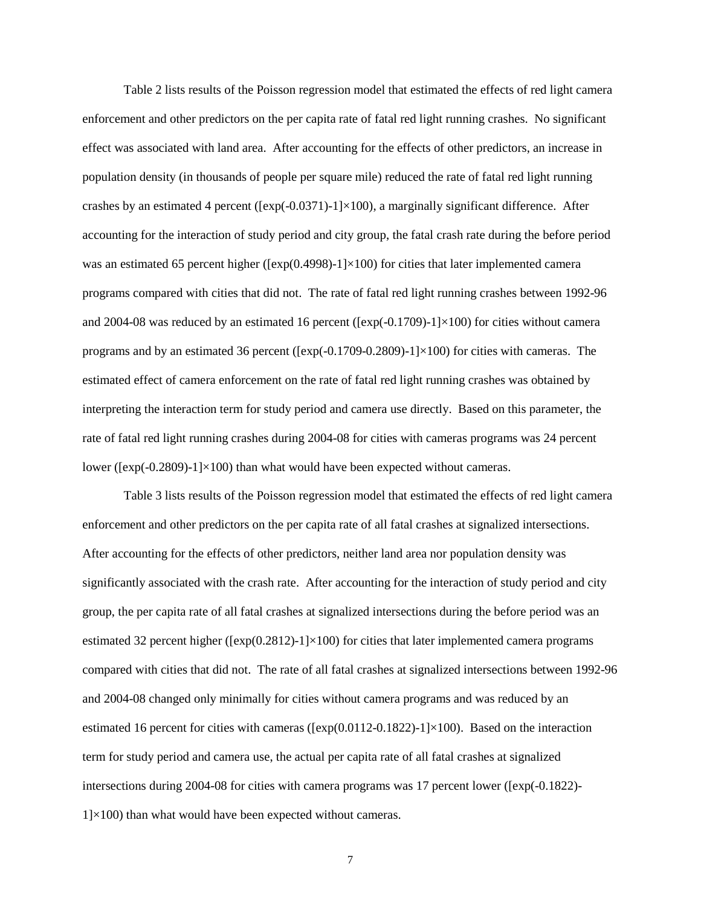Table 2 lists results of the Poisson regression model that estimated the effects of red light camera enforcement and other predictors on the per capita rate of fatal red light running crashes. No significant effect was associated with land area. After accounting for the effects of other predictors, an increase in population density (in thousands of people per square mile) reduced the rate of fatal red light running crashes by an estimated 4 percent ($[\exp(-0.0371)-1]\times100$), a marginally significant difference. After accounting for the interaction of study period and city group, the fatal crash rate during the before period was an estimated 65 percent higher ($[\exp(0.4998)-1]\times100$) for cities that later implemented camera programs compared with cities that did not. The rate of fatal red light running crashes between 1992-96 and 2004-08 was reduced by an estimated 16 percent ($[\exp(-0.1709)-1]\times100$) for cities without camera programs and by an estimated 36 percent ($[\exp(-0.1709-0.2809)-1]\times100$) for cities with cameras. The estimated effect of camera enforcement on the rate of fatal red light running crashes was obtained by interpreting the interaction term for study period and camera use directly. Based on this parameter, the rate of fatal red light running crashes during 2004-08 for cities with cameras programs was 24 percent lower ($[\exp(-0.2809)-1]\times100$) than what would have been expected without cameras.

Table 3 lists results of the Poisson regression model that estimated the effects of red light camera enforcement and other predictors on the per capita rate of all fatal crashes at signalized intersections. After accounting for the effects of other predictors, neither land area nor population density was significantly associated with the crash rate. After accounting for the interaction of study period and city group, the per capita rate of all fatal crashes at signalized intersections during the before period was an estimated 32 percent higher ($[\exp(0.2812)-1]\times100$) for cities that later implemented camera programs compared with cities that did not. The rate of all fatal crashes at signalized intersections between 1992-96 and 2004-08 changed only minimally for cities without camera programs and was reduced by an estimated 16 percent for cities with cameras ($[\exp(0.0112-0.1822)-1]\times100$). Based on the interaction term for study period and camera use, the actual per capita rate of all fatal crashes at signalized intersections during 2004-08 for cities with camera programs was 17 percent lower ($[\exp(-0.1822)-1]\times100$) than what would have been expected without cameras.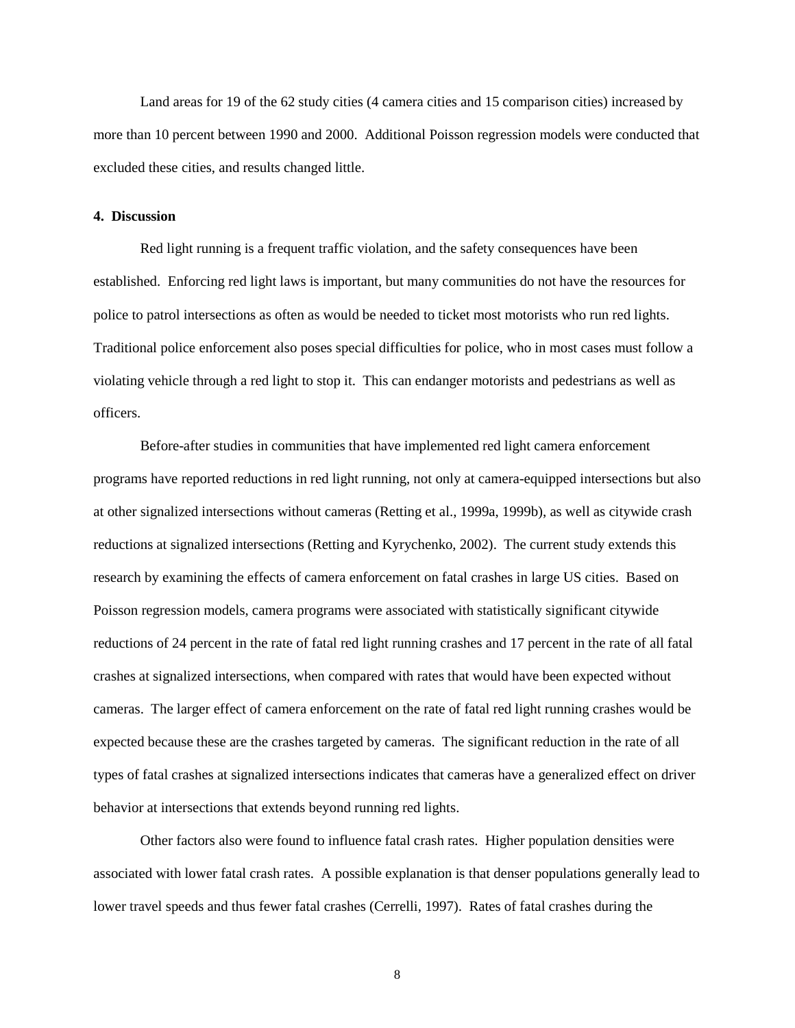Land areas for 19 of the 62 study cities (4 camera cities and 15 comparison cities) increased by more than 10 percent between 1990 and 2000. Additional Poisson regression models were conducted that excluded these cities, and results changed little.

## 4. Discussion

Red light running is a frequent traffic violation, and the safety consequences have been established. Enforcing red light laws is important, but many communities do not have the resources for police to patrol intersections as often as would be needed to ticket most motorists who run red lights. Traditional police enforcement also poses special difficulties for police, who in most cases must follow a violating vehicle through a red light to stop it. This can endanger motorists and pedestrians as well as officers.

Before-after studies in communities that have implemented red light camera enforcement programs have reported reductions in red light running, not only at camera-equipped intersections but also at other signalized intersections without cameras (Retting et al., 1999a, 1999b), as well as citywide crash reductions at signalized intersections (Retting and Kyrychenko, 2002). The current study extends this research by examining the effects of camera enforcement on fatal crashes in large US cities. Based on Poisson regression models, camera programs were associated with statistically significant citywide reductions of 24 percent in the rate of fatal red light running crashes and 17 percent in the rate of all fatal crashes at signalized intersections, when compared with rates that would have been expected without cameras. The larger effect of camera enforcement on the rate of fatal red light running crashes would be expected because these are the crashes targeted by cameras. The significant reduction in the rate of all types of fatal crashes at signalized intersections indicates that cameras have a generalized effect on driver behavior at intersections that extends beyond running red lights.

Other factors also were found to influence fatal crash rates. Higher population densities were associated with lower fatal crash rates. A possible explanation is that denser populations generally lead to lower travel speeds and thus fewer fatal crashes (Cerrelli, 1997). Rates of fatal crashes during the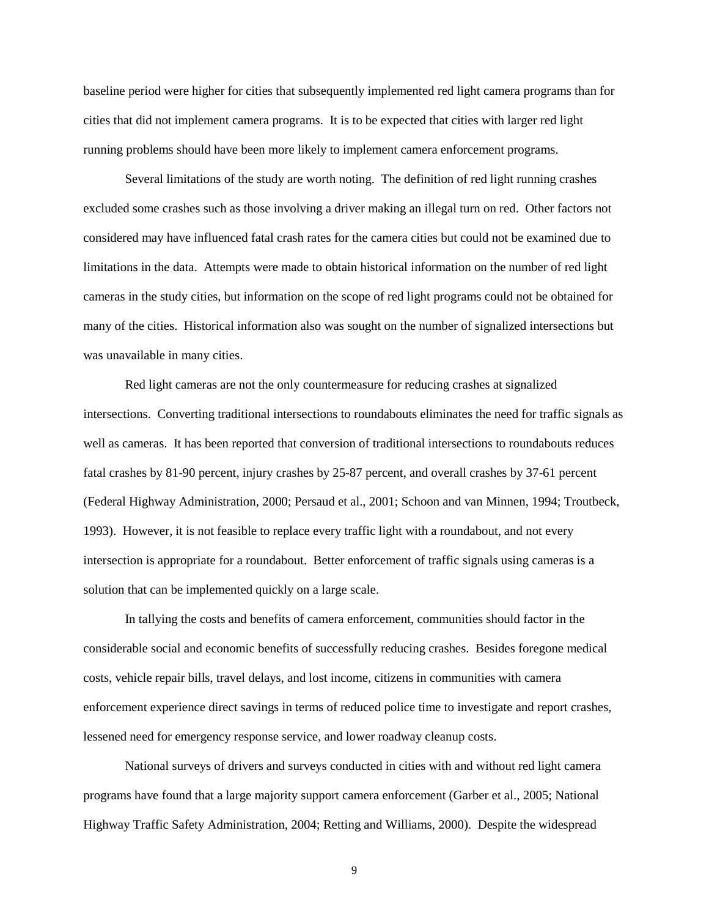baseline period were higher for cities that subsequently implemented red light camera programs than for cities that did not implement camera programs. It is to be expected that cities with larger red light running problems should have been more likely to implement camera enforcement programs.

Several limitations of the study are worth noting. The definition of red light running crashes excluded some crashes such as those involving a driver making an illegal turn on red. Other factors not considered may have influenced fatal crash rates for the camera cities but could not be examined due to limitations in the data. Attempts were made to obtain historical information on the number of red light cameras in the study cities, but information on the scope of red light programs could not be obtained for many of the cities. Historical information also was sought on the number of signalized intersections but was unavailable in many cities.

Red light cameras are not the only countermeasure for reducing crashes at signalized intersections. Converting traditional intersections to roundabouts eliminates the need for traffic signals as well as cameras. It has been reported that conversion of traditional intersections to roundabouts reduces fatal crashes by 81-90 percent, injury crashes by 25-87 percent, and overall crashes by 37-61 percent (Federal Highway Administration, 2000; Persaud et al., 2001; Schoon and van Minnen, 1994; Troutbeck, 1993). However, it is not feasible to replace every traffic light with a roundabout, and not every intersection is appropriate for a roundabout. Better enforcement of traffic signals using cameras is a solution that can be implemented quickly on a large scale.

In tallying the costs and benefits of camera enforcement, communities should factor in the considerable social and economic benefits of successfully reducing crashes. Besides foregone medical costs, vehicle repair bills, travel delays, and lost income, citizens in communities with camera enforcement experience direct savings in terms of reduced police time to investigate and report crashes, lessened need for emergency response service, and lower roadway cleanup costs.

National surveys of drivers and surveys conducted in cities with and without red light camera programs have found that a large majority support camera enforcement (Garber et al., 2005; National Highway Traffic Safety Administration, 2004; Retting and Williams, 2000). Despite the widespread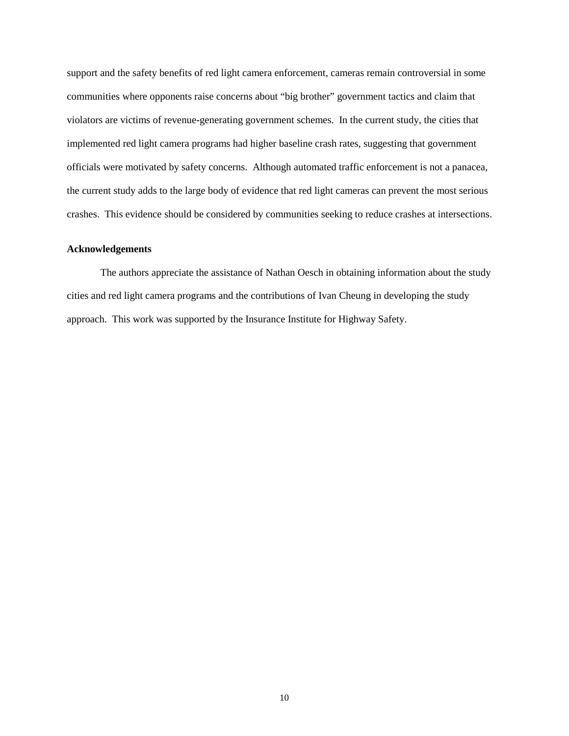support and the safety benefits of red light camera enforcement, cameras remain controversial in some communities where opponents raise concerns about "big brother" government tactics and claim that violators are victims of revenue-generating government schemes. In the current study, the cities that implemented red light camera programs had higher baseline crash rates, suggesting that government officials were motivated by safety concerns. Although automated traffic enforcement is not a panacea, the current study adds to the large body of evidence that red light cameras can prevent the most serious crashes. This evidence should be considered by communities seeking to reduce crashes at intersections.

**Acknowledgements**

The authors appreciate the assistance of Nathan Oesch in obtaining information about the study cities and red light camera programs and the contributions of Ivan Cheung in developing the study approach. This work was supported by the Insurance Institute for Highway Safety.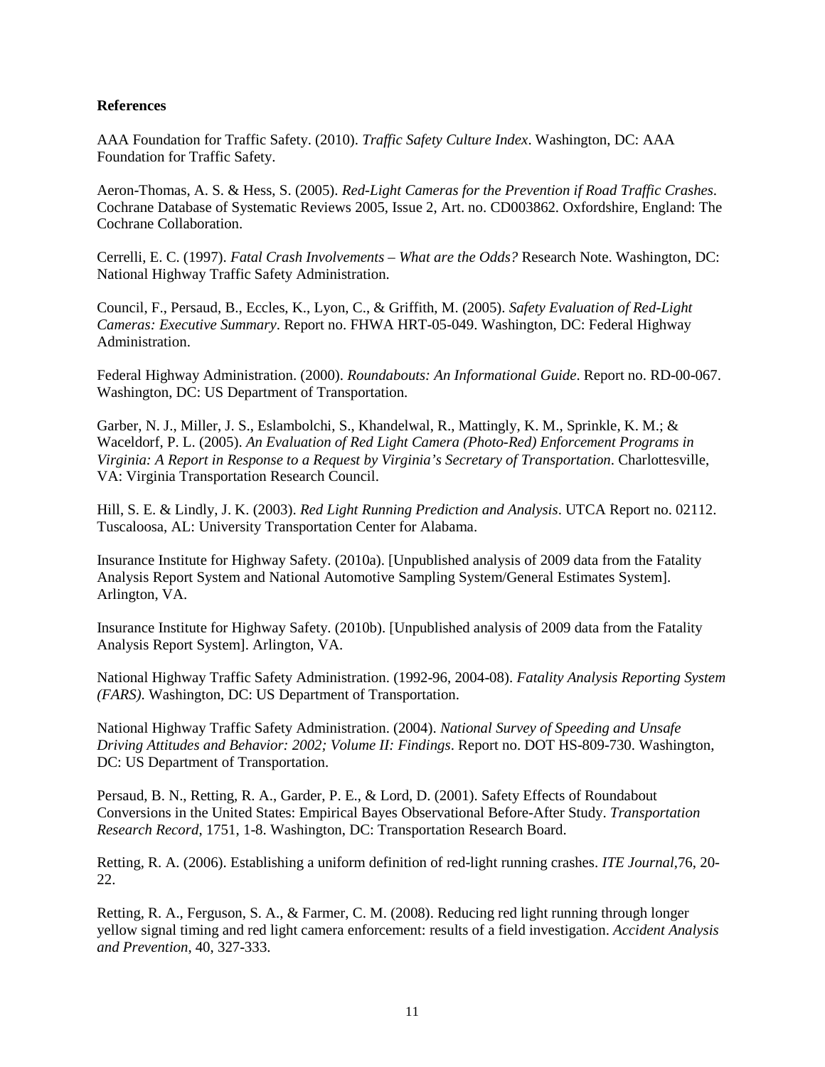**References**

AAA Foundation for Traffic Safety. (2010). *Traffic Safety Culture Index*. Washington, DC: AAA Foundation for Traffic Safety.

Aeron-Thomas, A. S. & Hess, S. (2005). *Red-Light Cameras for the Prevention if Road Traffic Crashes*. Cochrane Database of Systematic Reviews 2005, Issue 2, Art. no. CD003862. Oxfordshire, England: The Cochrane Collaboration.

Cerrelli, E. C. (1997). *Fatal Crash Involvements – What are the Odds?* Research Note. Washington, DC: National Highway Traffic Safety Administration.

Council, F., Persaud, B., Eccles, K., Lyon, C., & Griffith, M. (2005). *Safety Evaluation of Red-Light Cameras: Executive Summary*. Report no. FHWA HRT-05-049. Washington, DC: Federal Highway Administration.

Federal Highway Administration. (2000). *Roundabouts: An Informational Guide*. Report no. RD-00-067. Washington, DC: US Department of Transportation.

Garber, N. J., Miller, J. S., Eslambolchi, S., Khandelwal, R., Mattingly, K. M., Sprinkle, K. M.; & Waceldorf, P. L. (2005). *An Evaluation of Red Light Camera (Photo-Red) Enforcement Programs in Virginia: A Report in Response to a Request by Virginia's Secretary of Transportation*. Charlottesville, VA: Virginia Transportation Research Council.

Hill, S. E. & Lindly, J. K. (2003). *Red Light Running Prediction and Analysis*. UTCA Report no. 02112. Tuscaloosa, AL: University Transportation Center for Alabama.

Insurance Institute for Highway Safety. (2010a). [Unpublished analysis of 2009 data from the Fatality Analysis Report System and National Automotive Sampling System/General Estimates System]. Arlington, VA.

Insurance Institute for Highway Safety. (2010b). [Unpublished analysis of 2009 data from the Fatality Analysis Report System]. Arlington, VA.

National Highway Traffic Safety Administration. (1992-96, 2004-08). *Fatality Analysis Reporting System (FARS)*. Washington, DC: US Department of Transportation.

National Highway Traffic Safety Administration. (2004). *National Survey of Speeding and Unsafe Driving Attitudes and Behavior: 2002; Volume II: Findings*. Report no. DOT HS-809-730. Washington, DC: US Department of Transportation.

Persaud, B. N., Retting, R. A., Garder, P. E., & Lord, D. (2001). Safety Effects of Roundabout Conversions in the United States: Empirical Bayes Observational Before-After Study. *Transportation Research Record*, 1751, 1-8. Washington, DC: Transportation Research Board.

Retting, R. A. (2006). Establishing a uniform definition of red-light running crashes. *ITE Journal*,76, 20-22.

Retting, R. A., Ferguson, S. A., & Farmer, C. M. (2008). Reducing red light running through longer yellow signal timing and red light camera enforcement: results of a field investigation. *Accident Analysis and Prevention*, 40, 327-333.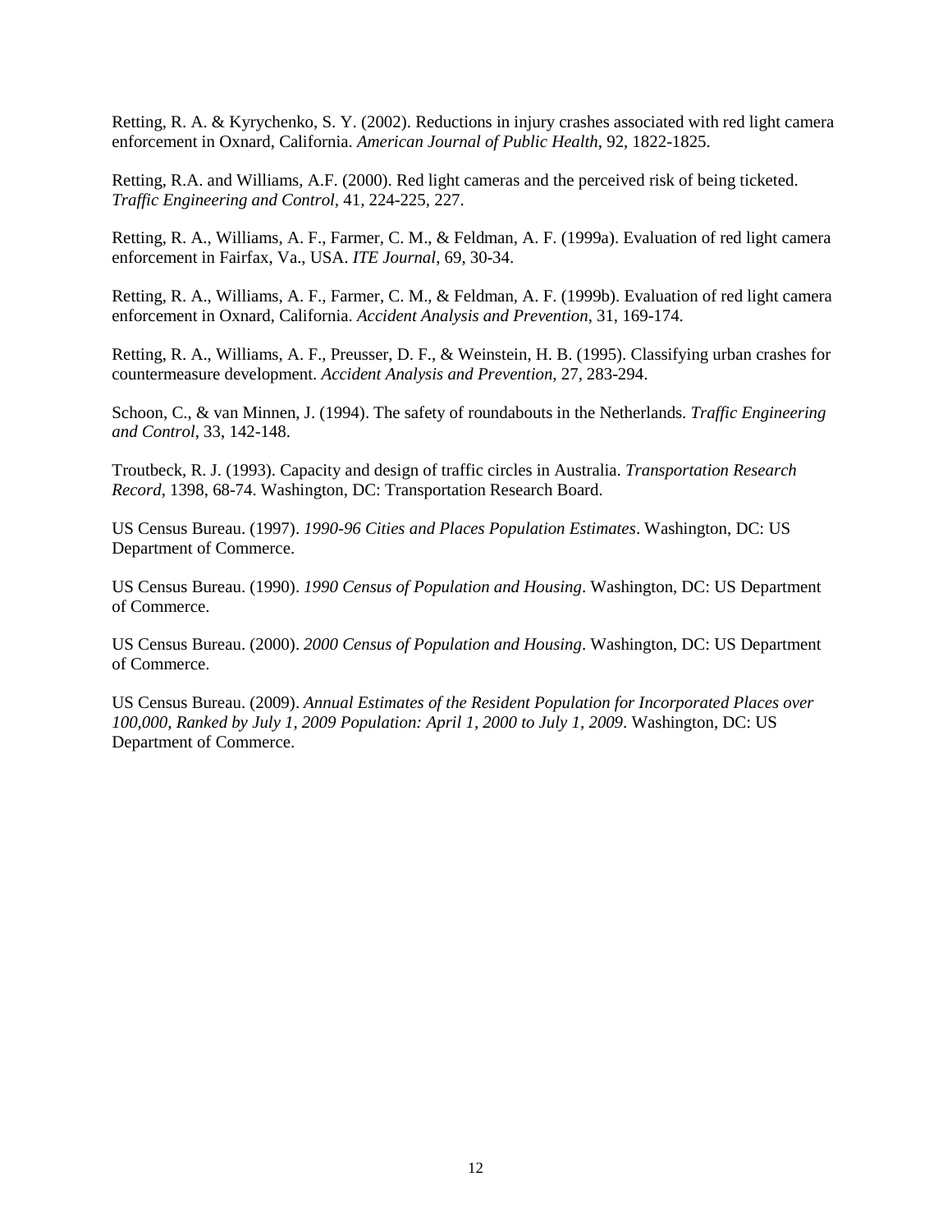Retting, R. A. & Kyrychenko, S. Y. (2002). Reductions in injury crashes associated with red light camera enforcement in Oxnard, California. *American Journal of Public Health*, 92, 1822-1825.

Retting, R.A. and Williams, A.F. (2000). Red light cameras and the perceived risk of being ticketed. *Traffic Engineering and Control*, 41, 224-225, 227.

Retting, R. A., Williams, A. F., Farmer, C. M., & Feldman, A. F. (1999a). Evaluation of red light camera enforcement in Fairfax, Va., USA. *ITE Journal*, 69, 30-34.

Retting, R. A., Williams, A. F., Farmer, C. M., & Feldman, A. F. (1999b). Evaluation of red light camera enforcement in Oxnard, California. *Accident Analysis and Prevention*, 31, 169-174.

Retting, R. A., Williams, A. F., Preusser, D. F., & Weinstein, H. B. (1995). Classifying urban crashes for countermeasure development. *Accident Analysis and Prevention*, 27, 283-294.

Schoon, C., & van Minnen, J. (1994). The safety of roundabouts in the Netherlands. *Traffic Engineering and Control*, 33, 142-148.

Troutbeck, R. J. (1993). Capacity and design of traffic circles in Australia. *Transportation Research Record*, 1398, 68-74. Washington, DC: Transportation Research Board.

US Census Bureau. (1997). *1990-96 Cities and Places Population Estimates*. Washington, DC: US Department of Commerce.

US Census Bureau. (1990). *1990 Census of Population and Housing*. Washington, DC: US Department of Commerce.

US Census Bureau. (2000). *2000 Census of Population and Housing*. Washington, DC: US Department of Commerce.

US Census Bureau. (2009). *Annual Estimates of the Resident Population for Incorporated Places over 100,000, Ranked by July 1, 2009 Population: April 1, 2000 to July 1, 2009*. Washington, DC: US Department of Commerce.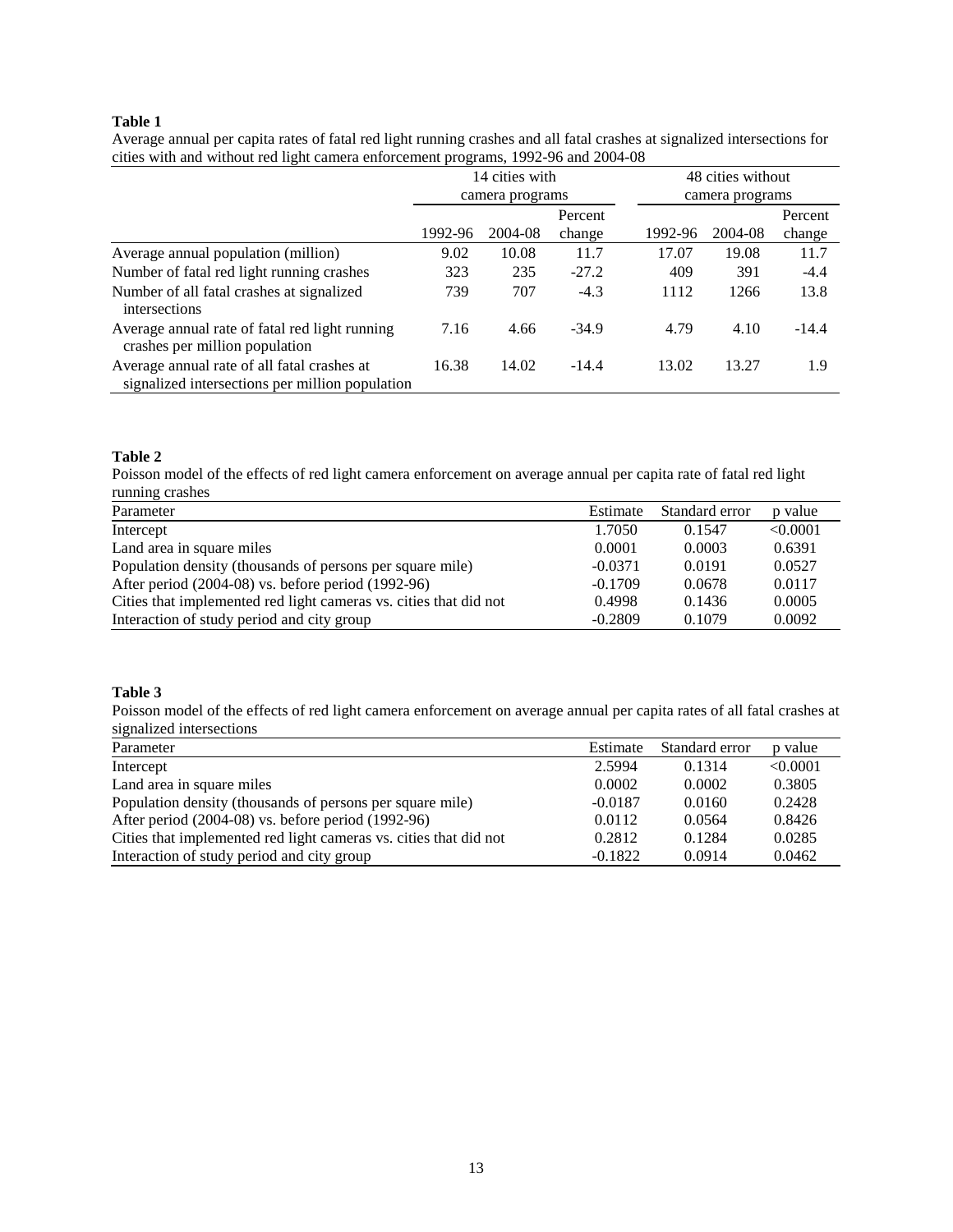**Table 1**

Average annual per capita rates of fatal red light running crashes and all fatal crashes at signalized intersections for cities with and without red light camera enforcement programs, 1992-96 and 2004-08

| | 14 cities with camera programs | | | 48 cities without camera programs | | |
|---|---|---|---|---|---|---|
| | 1992-96 | 2004-08 | Percent change | 1992-96 | 2004-08 | Percent change |
| Average annual population (million) | 9.02 | 10.08 | 11.7 | 17.07 | 19.08 | 11.7 |
| Number of fatal red light running crashes | 323 | 235 | -27.2 | 409 | 391 | -4.4 |
| Number of all fatal crashes at signalized intersections | 739 | 707 | -4.3 | 1112 | 1266 | 13.8 |
| Average annual rate of fatal red light running crashes per million population | 7.16 | 4.66 | -34.9 | 4.79 | 4.10 | -14.4 |
| Average annual rate of all fatal crashes at signalized intersections per million population | 16.38 | 14.02 | -14.4 | 13.02 | 13.27 | 1.9 |

**Table 2**

Poisson model of the effects of red light camera enforcement on average annual per capita rate of fatal red light running crashes

| Parameter | Estimate | Standard error | p value |
|---|---|---|---|
| Intercept | 1.7050 | 0.1547 | <0.0001 |
| Land area in square miles | 0.0001 | 0.0003 | 0.6391 |
| Population density (thousands of persons per square mile) | -0.0371 | 0.0191 | 0.0527 |
| After period (2004-08) vs. before period (1992-96) | -0.1709 | 0.0678 | 0.0117 |
| Cities that implemented red light cameras vs. cities that did not | 0.4998 | 0.1436 | 0.0005 |
| Interaction of study period and city group | -0.2809 | 0.1079 | 0.0092 |

**Table 3**

Poisson model of the effects of red light camera enforcement on average annual per capita rates of all fatal crashes at signalized intersections

| Parameter | Estimate | Standard error | p value |
|---|---|---|---|
| Intercept | 2.5994 | 0.1314 | <0.0001 |
| Land area in square miles | 0.0002 | 0.0002 | 0.3805 |
| Population density (thousands of persons per square mile) | -0.0187 | 0.0160 | 0.2428 |
| After period (2004-08) vs. before period (1992-96) | 0.0112 | 0.0564 | 0.8426 |
| Cities that implemented red light cameras vs. cities that did not | 0.2812 | 0.1284 | 0.0285 |
| Interaction of study period and city group | -0.1822 | 0.0914 | 0.0462 |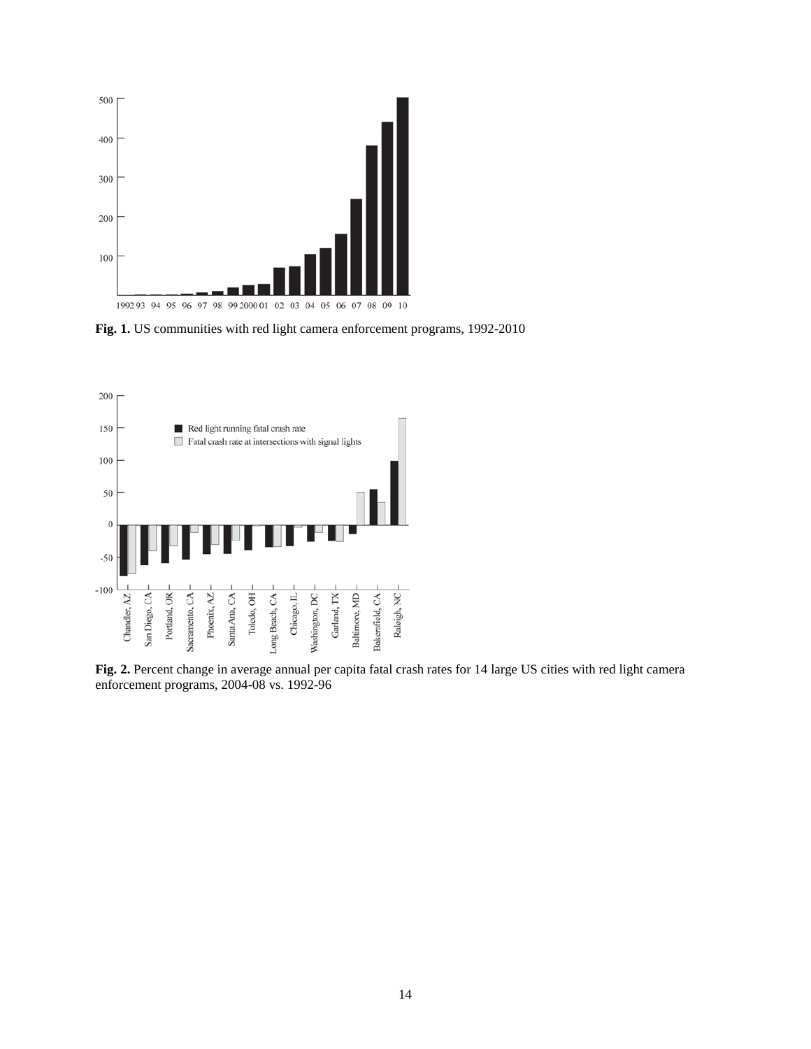**Fig. 1.** US communities with red light camera enforcement programs, 1992-2010

**Fig. 2.** Percent change in average annual per capita fatal crash rates for 14 large US cities with red light camera enforcement programs, 2004-08 vs. 1992-96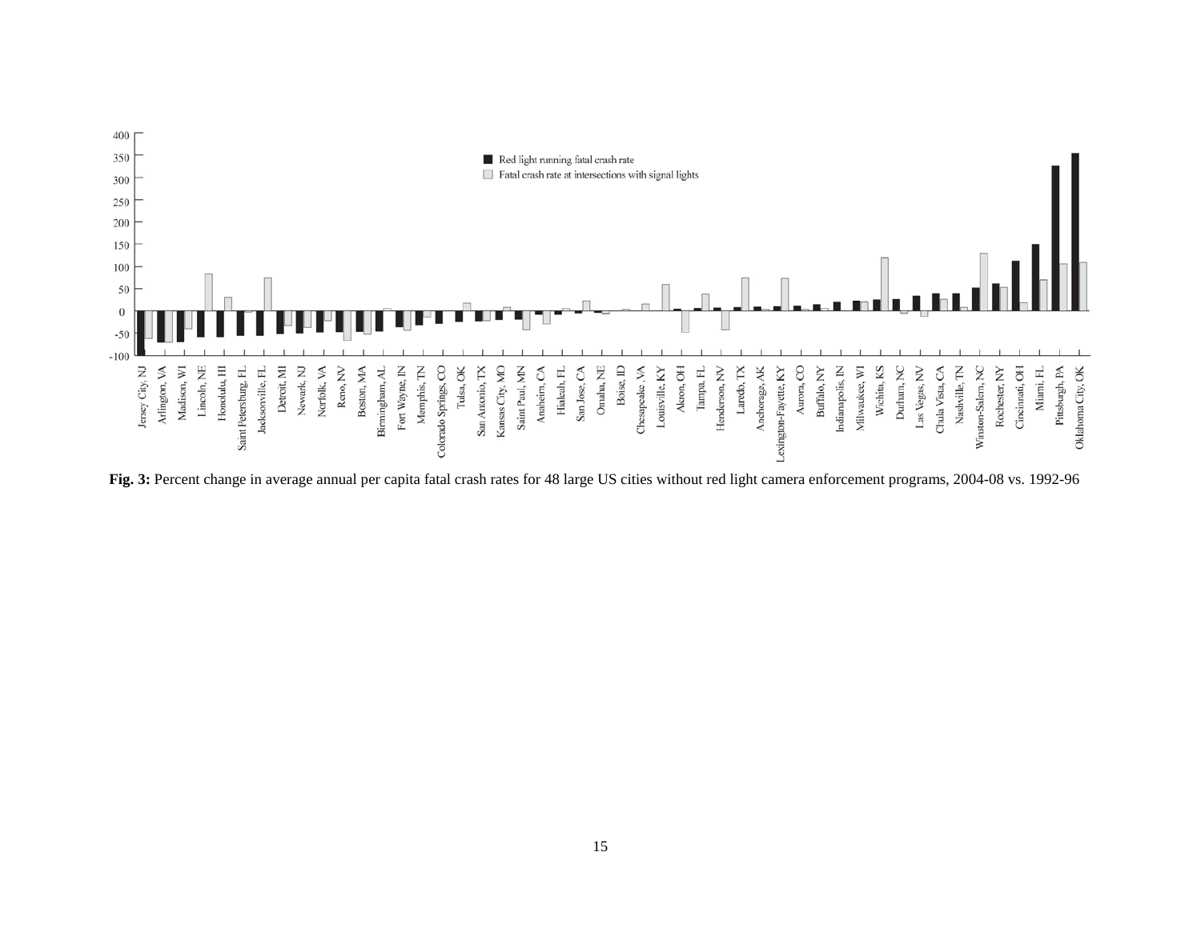**Fig. 3:** Percent change in average annual per capita fatal crash rates for 48 large US cities without red light camera enforcement programs, 2004-08 vs. 1992-96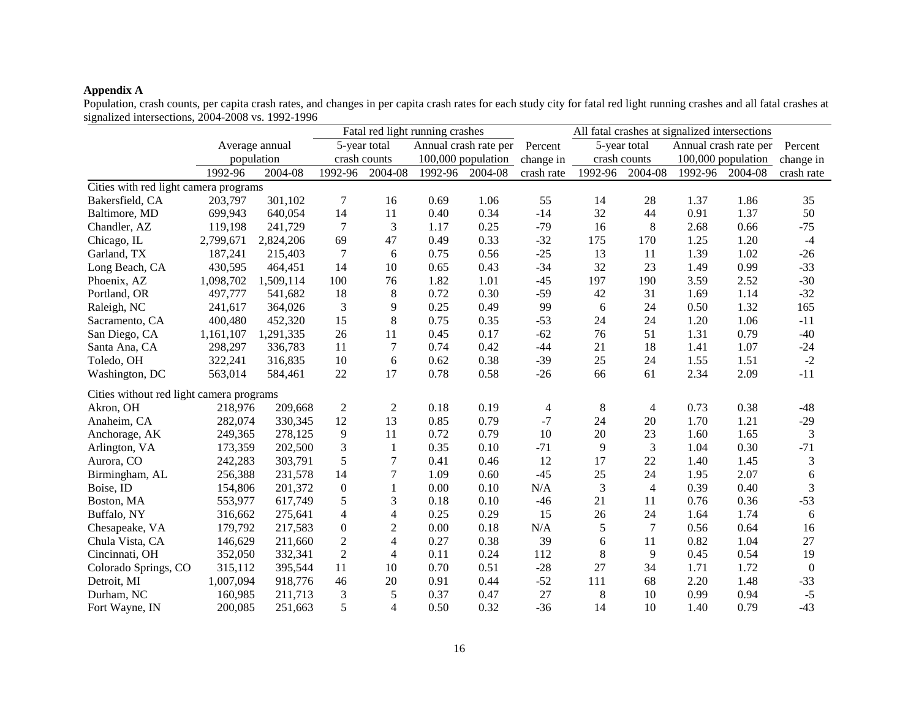**Appendix A**

Population, crash counts, per capita crash rates, and changes in per capita crash rates for each study city for fatal red light running crashes and all fatal crashes at signalized intersections, 2004-2008 vs. 1992-1996

| | Average annual population | | Fatal red light running crashes | | | | | All fatal crashes at signalized intersections | | | | |
|---|---|---|---|---|---|---|---|---|---|---|---|---|
| | | | 5-year total crash counts | | Annual crash rate per 100,000 population | | Percent change in crash rate | 5-year total crash counts | | Annual crash rate per 100,000 population | | Percent change in crash rate |
| | 1992-96 | 2004-08 | 1992-96 | 2004-08 | 1992-96 | 2004-08 | | 1992-96 | 2004-08 | 1992-96 | 2004-08 | |
| **Cities with red light camera programs** | | | | | | | | | | | | |
| Bakersfield, CA | 203,797 | 301,102 | 7 | 16 | 0.69 | 1.06 | 55 | 14 | 28 | 1.37 | 1.86 | 35 |
| Baltimore, MD | 699,943 | 640,054 | 14 | 11 | 0.40 | 0.34 | -14 | 32 | 44 | 0.91 | 1.37 | 50 |
| Chandler, AZ | 119,198 | 241,729 | 7 | 3 | 1.17 | 0.25 | -79 | 16 | 8 | 2.68 | 0.66 | -75 |
| Chicago, IL | 2,799,671 | 2,824,206 | 69 | 47 | 0.49 | 0.33 | -32 | 175 | 170 | 1.25 | 1.20 | -4 |
| Garland, TX | 187,241 | 215,403 | 7 | 6 | 0.75 | 0.56 | -25 | 13 | 11 | 1.39 | 1.02 | -26 |
| Long Beach, CA | 430,595 | 464,451 | 14 | 10 | 0.65 | 0.43 | -34 | 32 | 23 | 1.49 | 0.99 | -33 |
| Phoenix, AZ | 1,098,702 | 1,509,114 | 100 | 76 | 1.82 | 1.01 | -45 | 197 | 190 | 3.59 | 2.52 | -30 |
| Portland, OR | 497,777 | 541,682 | 18 | 8 | 0.72 | 0.30 | -59 | 42 | 31 | 1.69 | 1.14 | -32 |
| Raleigh, NC | 241,617 | 364,026 | 3 | 9 | 0.25 | 0.49 | 99 | 6 | 24 | 0.50 | 1.32 | 165 |
| Sacramento, CA | 400,480 | 452,320 | 15 | 8 | 0.75 | 0.35 | -53 | 24 | 24 | 1.20 | 1.06 | -11 |
| San Diego, CA | 1,161,107 | 1,291,335 | 26 | 11 | 0.45 | 0.17 | -62 | 76 | 51 | 1.31 | 0.79 | -40 |
| Santa Ana, CA | 298,297 | 336,783 | 11 | 7 | 0.74 | 0.42 | -44 | 21 | 18 | 1.41 | 1.07 | -24 |
| Toledo, OH | 322,241 | 316,835 | 10 | 6 | 0.62 | 0.38 | -39 | 25 | 24 | 1.55 | 1.51 | -2 |
| Washington, DC | 563,014 | 584,461 | 22 | 17 | 0.78 | 0.58 | -26 | 66 | 61 | 2.34 | 2.09 | -11 |
| **Cities without red light camera programs** | | | | | | | | | | | | |
| Akron, OH | 218,976 | 209,668 | 2 | 2 | 0.18 | 0.19 | 4 | 8 | 4 | 0.73 | 0.38 | -48 |
| Anaheim, CA | 282,074 | 330,345 | 12 | 13 | 0.85 | 0.79 | -7 | 24 | 20 | 1.70 | 1.21 | -29 |
| Anchorage, AK | 249,365 | 278,125 | 9 | 11 | 0.72 | 0.79 | 10 | 20 | 23 | 1.60 | 1.65 | 3 |
| Arlington, VA | 173,359 | 202,500 | 3 | 1 | 0.35 | 0.10 | -71 | 9 | 3 | 1.04 | 0.30 | -71 |
| Aurora, CO | 242,283 | 303,791 | 5 | 7 | 0.41 | 0.46 | 12 | 17 | 22 | 1.40 | 1.45 | 3 |
| Birmingham, AL | 256,388 | 231,578 | 14 | 7 | 1.09 | 0.60 | -45 | 25 | 24 | 1.95 | 2.07 | 6 |
| Boise, ID | 154,806 | 201,372 | 0 | 1 | 0.00 | 0.10 | N/A | 3 | 4 | 0.39 | 0.40 | 3 |
| Boston, MA | 553,977 | 617,749 | 5 | 3 | 0.18 | 0.10 | -46 | 21 | 11 | 0.76 | 0.36 | -53 |
| Buffalo, NY | 316,662 | 275,641 | 4 | 4 | 0.25 | 0.29 | 15 | 26 | 24 | 1.64 | 1.74 | 6 |
| Chesapeake, VA | 179,792 | 217,583 | 0 | 2 | 0.00 | 0.18 | N/A | 5 | 7 | 0.56 | 0.64 | 16 |
| Chula Vista, CA | 146,629 | 211,660 | 2 | 4 | 0.27 | 0.38 | 39 | 6 | 11 | 0.82 | 1.04 | 27 |
| Cincinnati, OH | 352,050 | 332,341 | 2 | 4 | 0.11 | 0.24 | 112 | 8 | 9 | 0.45 | 0.54 | 19 |
| Colorado Springs, CO | 315,112 | 395,544 | 11 | 10 | 0.70 | 0.51 | -28 | 27 | 34 | 1.71 | 1.72 | 0 |
| Detroit, MI | 1,007,094 | 918,776 | 46 | 20 | 0.91 | 0.44 | -52 | 111 | 68 | 2.20 | 1.48 | -33 |
| Durham, NC | 160,985 | 211,713 | 3 | 5 | 0.37 | 0.47 | 27 | 8 | 10 | 0.99 | 0.94 | -5 |
| Fort Wayne, IN | 200,085 | 251,663 | 5 | 4 | 0.50 | 0.32 | -36 | 14 | 10 | 1.40 | 0.79 | -43 |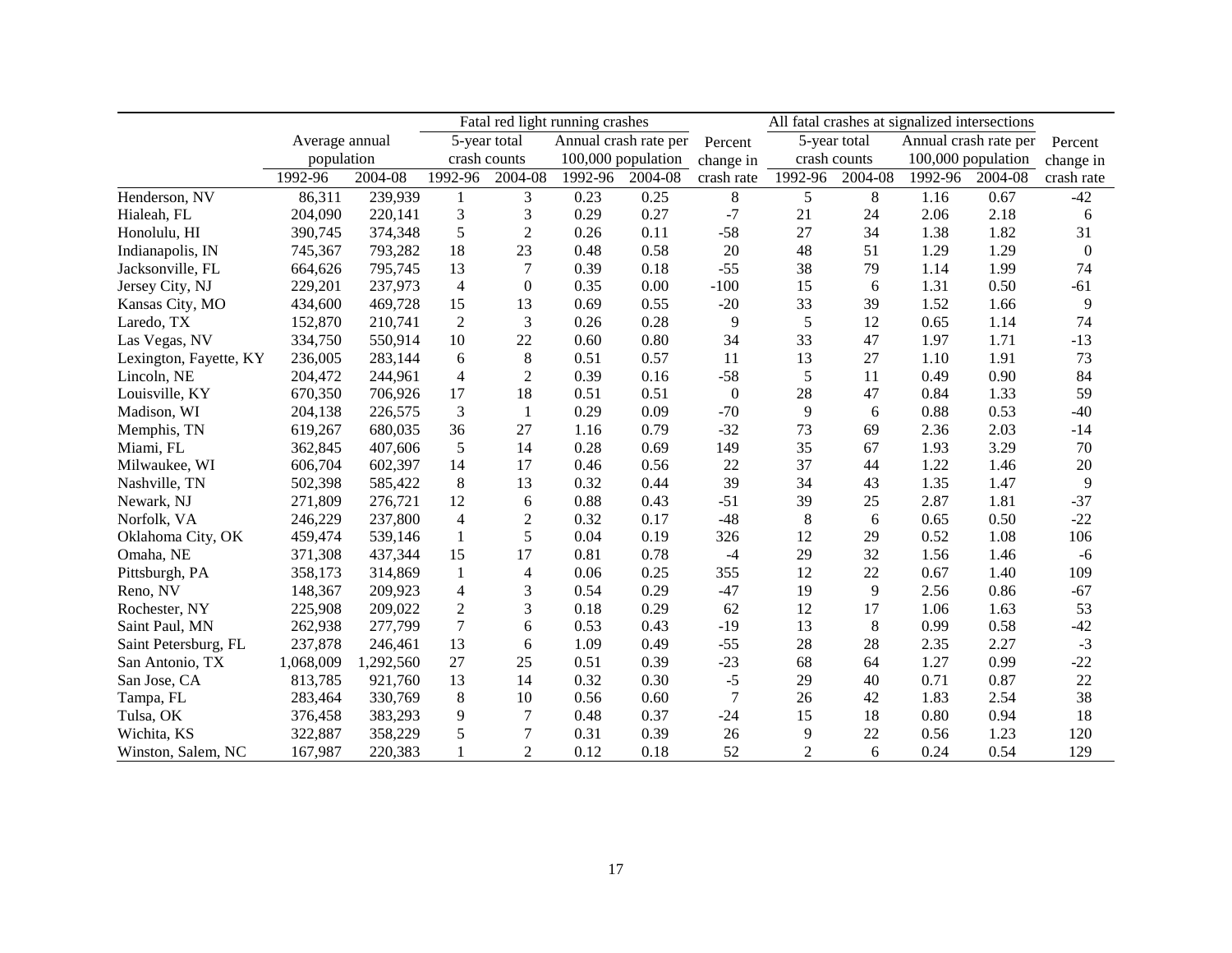| | Average annual population | | Fatal red light running crashes | | | | | All fatal crashes at signalized intersections | | | | |
|---|---|---|---|---|---|---|---|---|---|---|---|---|
| | | | 5-year total crash counts | | Annual crash rate per 100,000 population | | Percent change in crash rate | 5-year total crash counts | | Annual crash rate per 100,000 population | | Percent change in crash rate |
| | 1992-96 | 2004-08 | 1992-96 | 2004-08 | 1992-96 | 2004-08 | | 1992-96 | 2004-08 | 1992-96 | 2004-08 | |
| Henderson, NV | 86,311 | 239,939 | 1 | 3 | 0.23 | 0.25 | 8 | 5 | 8 | 1.16 | 0.67 | -42 |
| Hialeah, FL | 204,090 | 220,141 | 3 | 3 | 0.29 | 0.27 | -7 | 21 | 24 | 2.06 | 2.18 | 6 |
| Honolulu, HI | 390,745 | 374,348 | 5 | 2 | 0.26 | 0.11 | -58 | 27 | 34 | 1.38 | 1.82 | 31 |
| Indianapolis, IN | 745,367 | 793,282 | 18 | 23 | 0.48 | 0.58 | 20 | 48 | 51 | 1.29 | 1.29 | 0 |
| Jacksonville, FL | 664,626 | 795,745 | 13 | 7 | 0.39 | 0.18 | -55 | 38 | 79 | 1.14 | 1.99 | 74 |
| Jersey City, NJ | 229,201 | 237,973 | 4 | 0 | 0.35 | 0.00 | -100 | 15 | 6 | 1.31 | 0.50 | -61 |
| Kansas City, MO | 434,600 | 469,728 | 15 | 13 | 0.69 | 0.55 | -20 | 33 | 39 | 1.52 | 1.66 | 9 |
| Laredo, TX | 152,870 | 210,741 | 2 | 3 | 0.26 | 0.28 | 9 | 5 | 12 | 0.65 | 1.14 | 74 |
| Las Vegas, NV | 334,750 | 550,914 | 10 | 22 | 0.60 | 0.80 | 34 | 33 | 47 | 1.97 | 1.71 | -13 |
| Lexington, Fayette, KY | 236,005 | 283,144 | 6 | 8 | 0.51 | 0.57 | 11 | 13 | 27 | 1.10 | 1.91 | 73 |
| Lincoln, NE | 204,472 | 244,961 | 4 | 2 | 0.39 | 0.16 | -58 | 5 | 11 | 0.49 | 0.90 | 84 |
| Louisville, KY | 670,350 | 706,926 | 17 | 18 | 0.51 | 0.51 | 0 | 28 | 47 | 0.84 | 1.33 | 59 |
| Madison, WI | 204,138 | 226,575 | 3 | 1 | 0.29 | 0.09 | -70 | 9 | 6 | 0.88 | 0.53 | -40 |
| Memphis, TN | 619,267 | 680,035 | 36 | 27 | 1.16 | 0.79 | -32 | 73 | 69 | 2.36 | 2.03 | -14 |
| Miami, FL | 362,845 | 407,606 | 5 | 14 | 0.28 | 0.69 | 149 | 35 | 67 | 1.93 | 3.29 | 70 |
| Milwaukee, WI | 606,704 | 602,397 | 14 | 17 | 0.46 | 0.56 | 22 | 37 | 44 | 1.22 | 1.46 | 20 |
| Nashville, TN | 502,398 | 585,422 | 8 | 13 | 0.32 | 0.44 | 39 | 34 | 43 | 1.35 | 1.47 | 9 |
| Newark, NJ | 271,809 | 276,721 | 12 | 6 | 0.88 | 0.43 | -51 | 39 | 25 | 2.87 | 1.81 | -37 |
| Norfolk, VA | 246,229 | 237,800 | 4 | 2 | 0.32 | 0.17 | -48 | 8 | 6 | 0.65 | 0.50 | -22 |
| Oklahoma City, OK | 459,474 | 539,146 | 1 | 5 | 0.04 | 0.19 | 326 | 12 | 29 | 0.52 | 1.08 | 106 |
| Omaha, NE | 371,308 | 437,344 | 15 | 17 | 0.81 | 0.78 | -4 | 29 | 32 | 1.56 | 1.46 | -6 |
| Pittsburgh, PA | 358,173 | 314,869 | 1 | 4 | 0.06 | 0.25 | 355 | 12 | 22 | 0.67 | 1.40 | 109 |
| Reno, NV | 148,367 | 209,923 | 4 | 3 | 0.54 | 0.29 | -47 | 19 | 9 | 2.56 | 0.86 | -67 |
| Rochester, NY | 225,908 | 209,022 | 2 | 3 | 0.18 | 0.29 | 62 | 12 | 17 | 1.06 | 1.63 | 53 |
| Saint Paul, MN | 262,938 | 277,799 | 7 | 6 | 0.53 | 0.43 | -19 | 13 | 8 | 0.99 | 0.58 | -42 |
| Saint Petersburg, FL | 237,878 | 246,461 | 13 | 6 | 1.09 | 0.49 | -55 | 28 | 28 | 2.35 | 2.27 | -3 |
| San Antonio, TX | 1,068,009 | 1,292,560 | 27 | 25 | 0.51 | 0.39 | -23 | 68 | 64 | 1.27 | 0.99 | -22 |
| San Jose, CA | 813,785 | 921,760 | 13 | 14 | 0.32 | 0.30 | -5 | 29 | 40 | 0.71 | 0.87 | 22 |
| Tampa, FL | 283,464 | 330,769 | 8 | 10 | 0.56 | 0.60 | 7 | 26 | 42 | 1.83 | 2.54 | 38 |
| Tulsa, OK | 376,458 | 383,293 | 9 | 7 | 0.48 | 0.37 | -24 | 15 | 18 | 0.80 | 0.94 | 18 |
| Wichita, KS | 322,887 | 358,229 | 5 | 7 | 0.31 | 0.39 | 26 | 9 | 22 | 0.56 | 1.23 | 120 |
| Winston, Salem, NC | 167,987 | 220,383 | 1 | 2 | 0.12 | 0.18 | 52 | 2 | 6 | 0.24 | 0.54 | 129 |